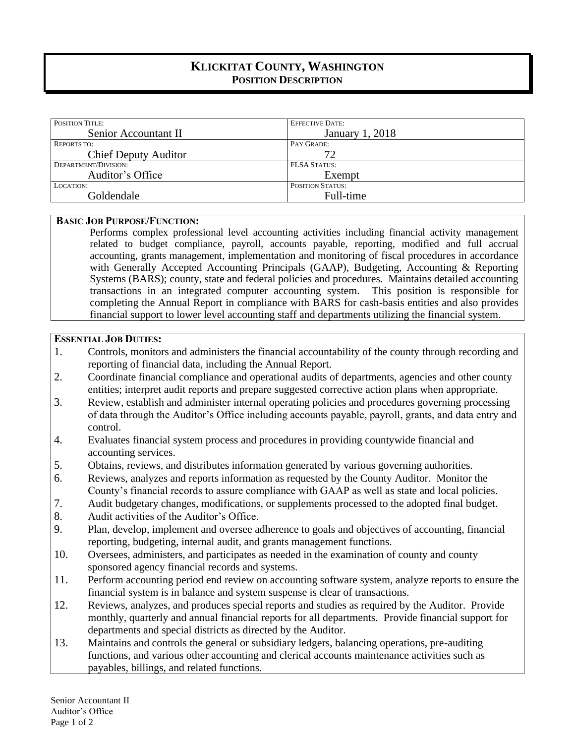# KLICKITAT COUNTY, WASHINGTON
## POSITION DESCRIPTION

| POSITION TITLE: | EFFECTIVE DATE: |
|---|---|
| Senior Accountant II | January 1, 2018 |
| REPORTS TO: | PAY GRADE: |
| Chief Deputy Auditor | 72 |
| DEPARTMENT/DIVISION: | FLSA STATUS: |
| Auditor's Office | Exempt |
| LOCATION: | POSITION STATUS: |
| Goldendale | Full-time |

**BASIC JOB PURPOSE/FUNCTION:**

Performs complex professional level accounting activities including financial activity management related to budget compliance, payroll, accounts payable, reporting, modified and full accrual accounting, grants management, implementation and monitoring of fiscal procedures in accordance with Generally Accepted Accounting Principals (GAAP), Budgeting, Accounting & Reporting Systems (BARS); county, state and federal policies and procedures. Maintains detailed accounting transactions in an integrated computer accounting system. This position is responsible for completing the Annual Report in compliance with BARS for cash-basis entities and also provides financial support to lower level accounting staff and departments utilizing the financial system.

**ESSENTIAL JOB DUTIES:**

1. Controls, monitors and administers the financial accountability of the county through recording and reporting of financial data, including the Annual Report.
2. Coordinate financial compliance and operational audits of departments, agencies and other county entities; interpret audit reports and prepare suggested corrective action plans when appropriate.
3. Review, establish and administer internal operating policies and procedures governing processing of data through the Auditor's Office including accounts payable, payroll, grants, and data entry and control.
4. Evaluates financial system process and procedures in providing countywide financial and accounting services.
5. Obtains, reviews, and distributes information generated by various governing authorities.
6. Reviews, analyzes and reports information as requested by the County Auditor. Monitor the County's financial records to assure compliance with GAAP as well as state and local policies.
7. Audit budgetary changes, modifications, or supplements processed to the adopted final budget.
8. Audit activities of the Auditor's Office.
9. Plan, develop, implement and oversee adherence to goals and objectives of accounting, financial reporting, budgeting, internal audit, and grants management functions.
10. Oversees, administers, and participates as needed in the examination of county and county sponsored agency financial records and systems.
11. Perform accounting period end review on accounting software system, analyze reports to ensure the financial system is in balance and system suspense is clear of transactions.
12. Reviews, analyzes, and produces special reports and studies as required by the Auditor. Provide monthly, quarterly and annual financial reports for all departments. Provide financial support for departments and special districts as directed by the Auditor.
13. Maintains and controls the general or subsidiary ledgers, balancing operations, pre-auditing functions, and various other accounting and clerical accounts maintenance activities such as payables, billings, and related functions.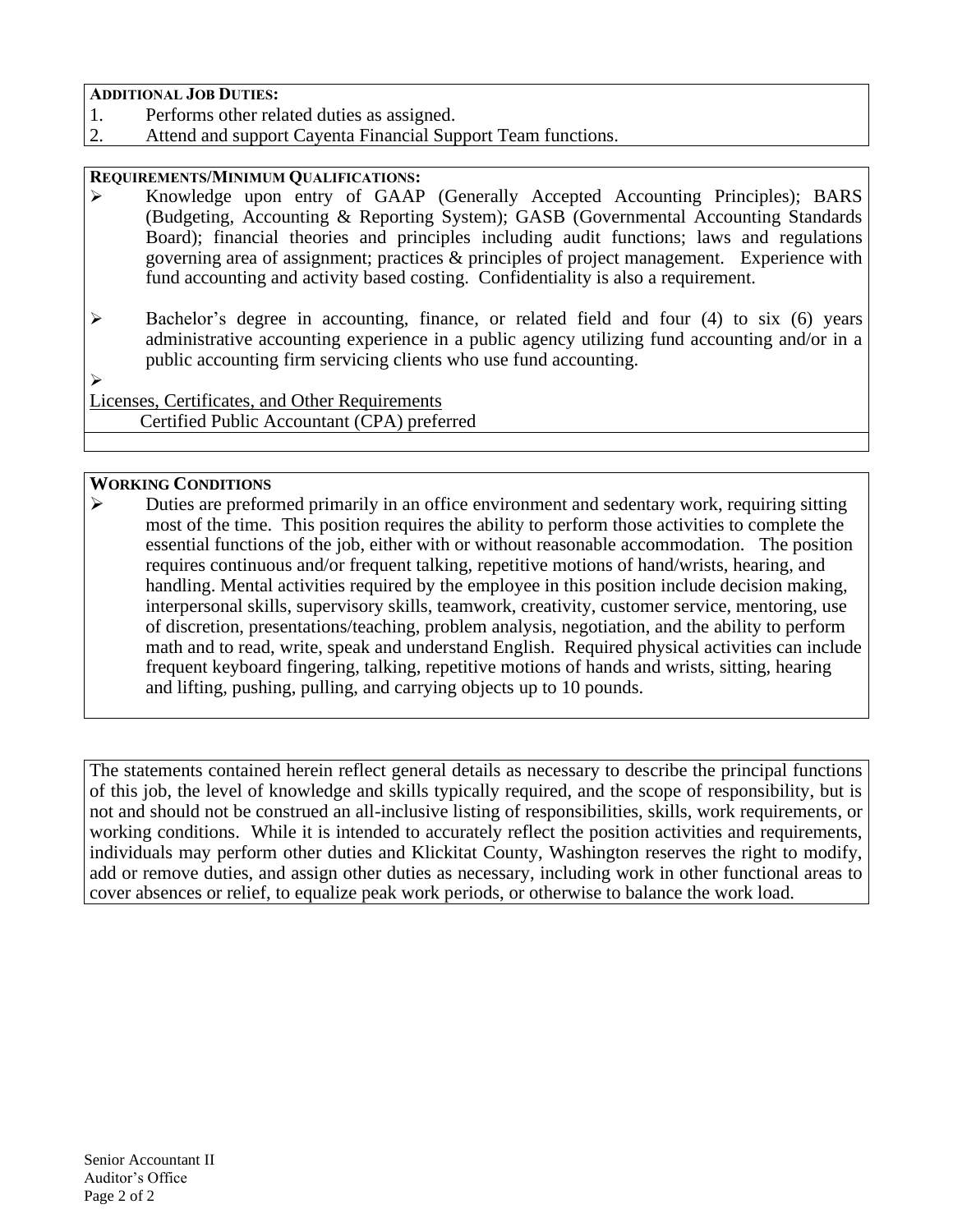**ADDITIONAL JOB DUTIES:**

1. Performs other related duties as assigned.
2. Attend and support Cayenta Financial Support Team functions.

**REQUIREMENTS/MINIMUM QUALIFICATIONS:**

- Knowledge upon entry of GAAP (Generally Accepted Accounting Principles); BARS (Budgeting, Accounting & Reporting System); GASB (Governmental Accounting Standards Board); financial theories and principles including audit functions; laws and regulations governing area of assignment; practices & principles of project management. Experience with fund accounting and activity based costing. Confidentiality is also a requirement.

- Bachelor's degree in accounting, finance, or related field and four (4) to six (6) years administrative accounting experience in a public agency utilizing fund accounting and/or in a public accounting firm servicing clients who use fund accounting.

-

Licenses, Certificates, and Other Requirements

Certified Public Accountant (CPA) preferred

**WORKING CONDITIONS**

- Duties are preformed primarily in an office environment and sedentary work, requiring sitting most of the time. This position requires the ability to perform those activities to complete the essential functions of the job, either with or without reasonable accommodation. The position requires continuous and/or frequent talking, repetitive motions of hand/wrists, hearing, and handling. Mental activities required by the employee in this position include decision making, interpersonal skills, supervisory skills, teamwork, creativity, customer service, mentoring, use of discretion, presentations/teaching, problem analysis, negotiation, and the ability to perform math and to read, write, speak and understand English. Required physical activities can include frequent keyboard fingering, talking, repetitive motions of hands and wrists, sitting, hearing and lifting, pushing, pulling, and carrying objects up to 10 pounds.

The statements contained herein reflect general details as necessary to describe the principal functions of this job, the level of knowledge and skills typically required, and the scope of responsibility, but is not and should not be construed an all-inclusive listing of responsibilities, skills, work requirements, or working conditions. While it is intended to accurately reflect the position activities and requirements, individuals may perform other duties and Klickitat County, Washington reserves the right to modify, add or remove duties, and assign other duties as necessary, including work in other functional areas to cover absences or relief, to equalize peak work periods, or otherwise to balance the work load.